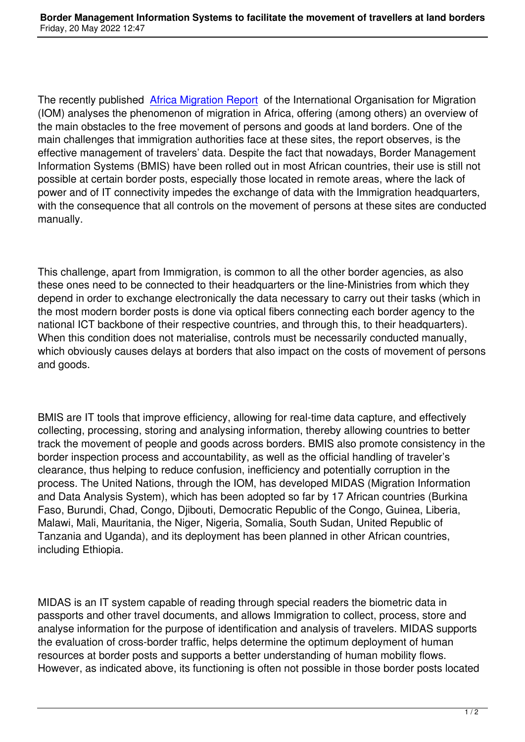The recently published [Africa Migration Report](Africa Migration Report) of the International Organisation for Migration (IOM) analyses the phenomenon of migration in Africa, offering (among others) an overview of the main obstacles to the free movement of persons and goods at land borders. One of the main challenges that immigration authorities face at these sites, the report observes, is the effective management of travelers' data. Despite the fact that nowadays, Border Management Information Systems (BMIS) have been rolled out in most African countries, their use is still not possible at certain border posts, especially those located in remote areas, where the lack of power and of IT connectivity impedes the exchange of data with the Immigration headquarters, with the consequence that all controls on the movement of persons at these sites are conducted manually.

This challenge, apart from Immigration, is common to all the other border agencies, as also these ones need to be connected to their headquarters or the line-Ministries from which they depend in order to exchange electronically the data necessary to carry out their tasks (which in the most modern border posts is done via optical fibers connecting each border agency to the national ICT backbone of their respective countries, and through this, to their headquarters). When this condition does not materialise, controls must be necessarily conducted manually, which obviously causes delays at borders that also impact on the costs of movement of persons and goods.

BMIS are IT tools that improve efficiency, allowing for real-time data capture, and effectively collecting, processing, storing and analysing information, thereby allowing countries to better track the movement of people and goods across borders. BMIS also promote consistency in the border inspection process and accountability, as well as the official handling of traveler's clearance, thus helping to reduce confusion, inefficiency and potentially corruption in the process. The United Nations, through the IOM, has developed MIDAS (Migration Information and Data Analysis System), which has been adopted so far by 17 African countries (Burkina Faso, Burundi, Chad, Congo, Djibouti, Democratic Republic of the Congo, Guinea, Liberia, Malawi, Mali, Mauritania, the Niger, Nigeria, Somalia, South Sudan, United Republic of Tanzania and Uganda), and its deployment has been planned in other African countries, including Ethiopia.

MIDAS is an IT system capable of reading through special readers the biometric data in passports and other travel documents, and allows Immigration to collect, process, store and analyse information for the purpose of identification and analysis of travelers. MIDAS supports the evaluation of cross-border traffic, helps determine the optimum deployment of human resources at border posts and supports a better understanding of human mobility flows. However, as indicated above, its functioning is often not possible in those border posts located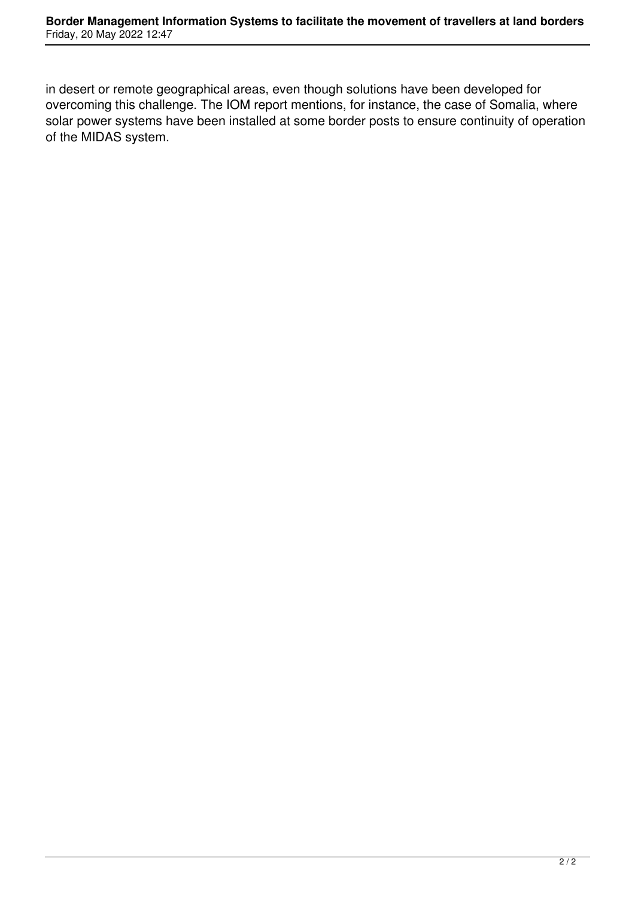in desert or remote geographical areas, even though solutions have been developed for overcoming this challenge. The IOM report mentions, for instance, the case of Somalia, where solar power systems have been installed at some border posts to ensure continuity of operation of the MIDAS system.